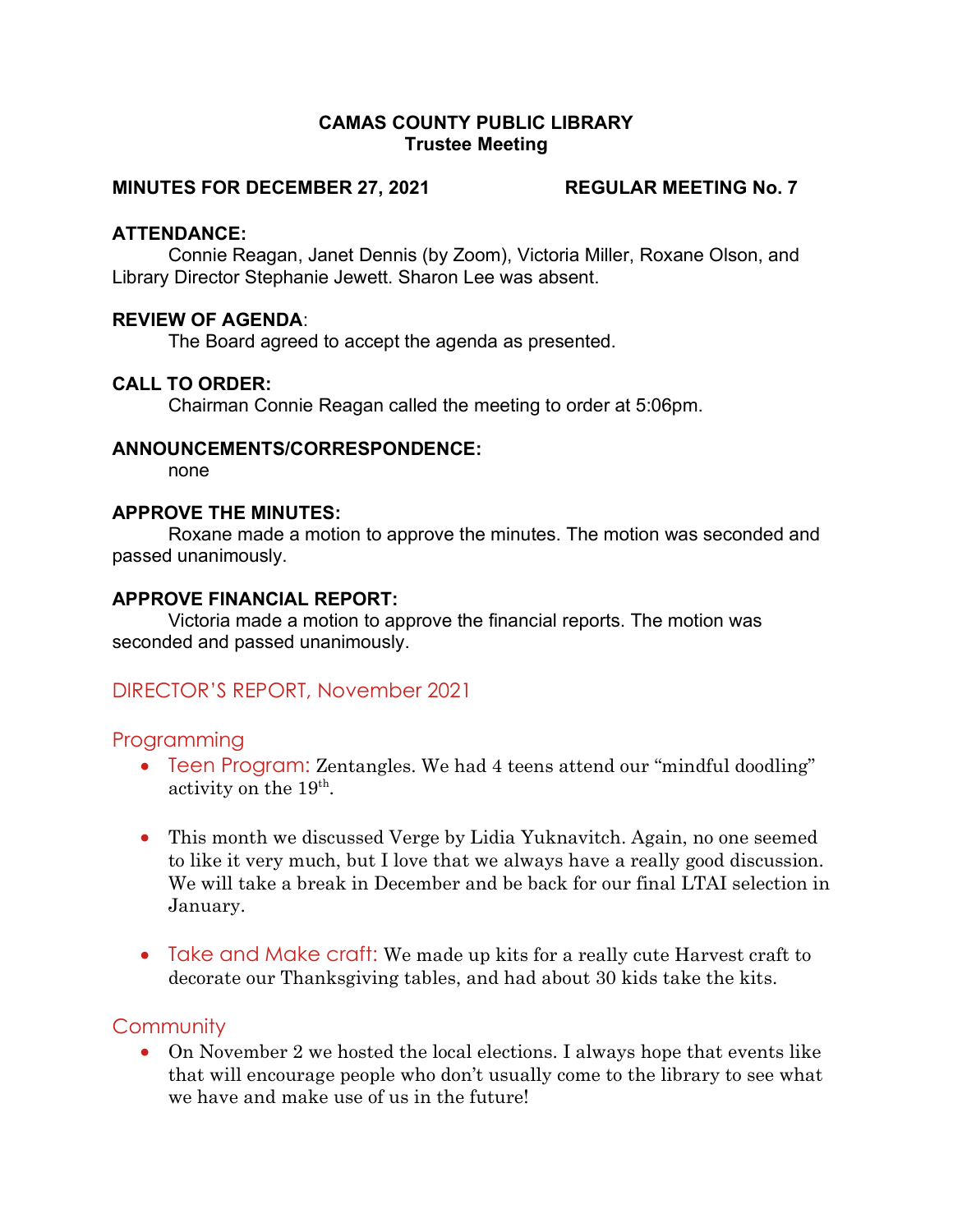# CAMAS COUNTY PUBLIC LIBRARY
## Trustee Meeting

**MINUTES FOR DECEMBER 27, 2021 REGULAR MEETING No. 7**

**ATTENDANCE:**

Connie Reagan, Janet Dennis (by Zoom), Victoria Miller, Roxane Olson, and Library Director Stephanie Jewett. Sharon Lee was absent.

**REVIEW OF AGENDA**:

The Board agreed to accept the agenda as presented.

**CALL TO ORDER:**

Chairman Connie Reagan called the meeting to order at 5:06pm.

**ANNOUNCEMENTS/CORRESPONDENCE:**

none

**APPROVE THE MINUTES:**

Roxane made a motion to approve the minutes. The motion was seconded and passed unanimously.

**APPROVE FINANCIAL REPORT:**

Victoria made a motion to approve the financial reports. The motion was seconded and passed unanimously.

## DIRECTOR'S REPORT, November 2021

### Programming

- Teen Program: Zentangles. We had 4 teens attend our "mindful doodling" activity on the 19th.

- This month we discussed Verge by Lidia Yuknavitch. Again, no one seemed to like it very much, but I love that we always have a really good discussion. We will take a break in December and be back for our final LTAI selection in January.

- Take and Make craft: We made up kits for a really cute Harvest craft to decorate our Thanksgiving tables, and had about 30 kids take the kits.

### Community

- On November 2 we hosted the local elections. I always hope that events like that will encourage people who don't usually come to the library to see what we have and make use of us in the future!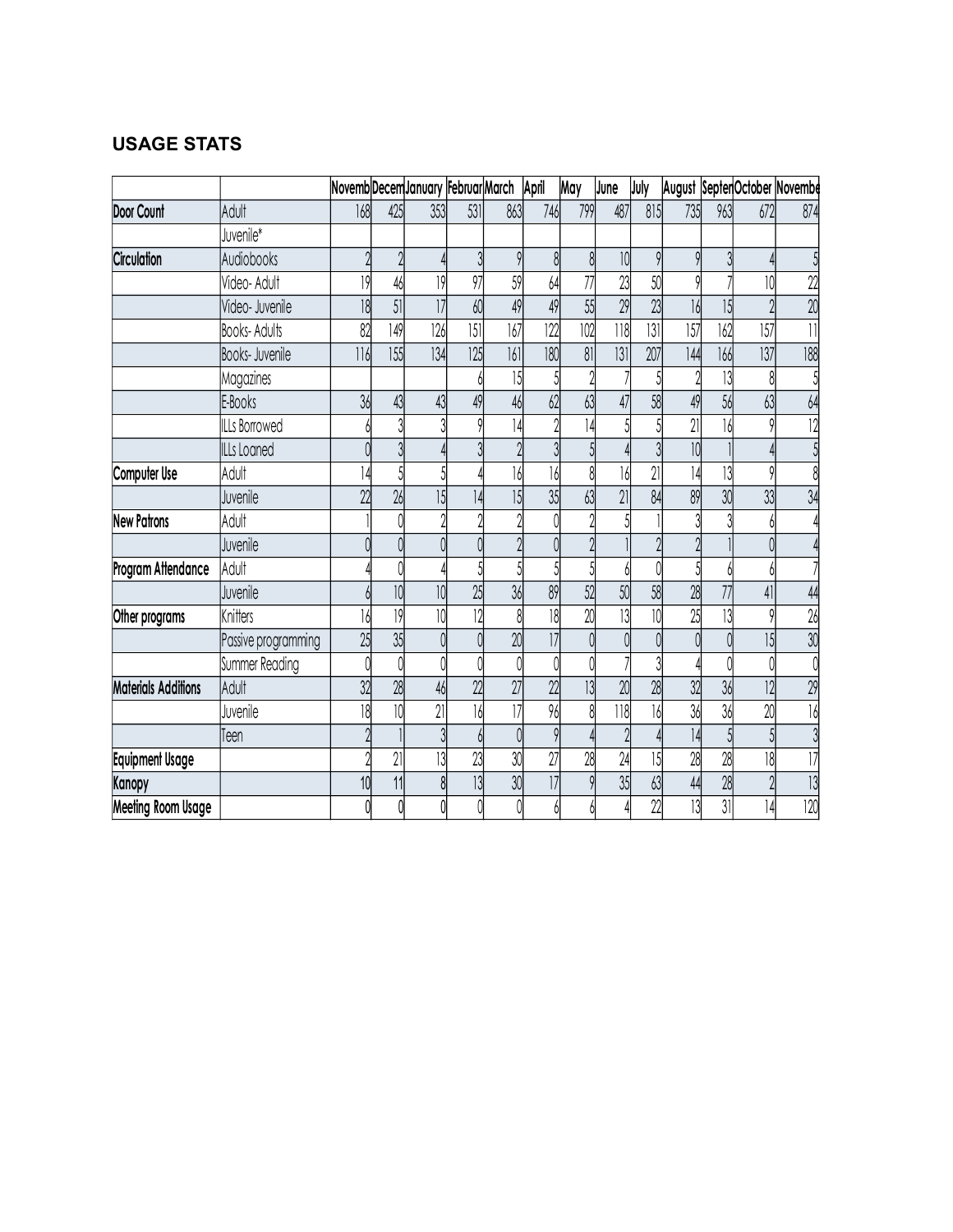## USAGE STATS

| | | Novemb | Decem | January | Februar | March | April | May | June | July | August | Septen | October | Novembe |
|---|---|---|---|---|---|---|---|---|---|---|---|---|---|---|
| **Door Count** | Adult | 168 | 425 | 353 | 531 | 863 | 746 | 799 | 487 | 815 | 735 | 963 | 672 | 874 |
| | Juvenile* | | | | | | | | | | | | | |
| **Circulation** | Audiobooks | 2 | 2 | 4 | 3 | 9 | 8 | 8 | 10 | 9 | 9 | 3 | 4 | 5 |
| | Video- Adult | 19 | 46 | 19 | 97 | 59 | 64 | 77 | 23 | 50 | 9 | 7 | 10 | 22 |
| | Video- Juvenile | 18 | 51 | 17 | 60 | 49 | 49 | 55 | 29 | 23 | 16 | 15 | 2 | 20 |
| | Books- Adults | 82 | 149 | 126 | 151 | 167 | 122 | 102 | 118 | 131 | 157 | 162 | 157 | 11 |
| | Books- Juvenile | 116 | 155 | 134 | 125 | 161 | 180 | 81 | 131 | 207 | 144 | 166 | 137 | 188 |
| | Magazines | | | | 6 | 15 | 5 | 2 | 7 | 5 | 2 | 13 | 8 | 5 |
| | E-Books | 36 | 43 | 43 | 49 | 46 | 62 | 63 | 47 | 58 | 49 | 56 | 63 | 64 |
| | ILLs Borrowed | 6 | 3 | 3 | 9 | 14 | 2 | 14 | 5 | 5 | 21 | 16 | 9 | 12 |
| | ILLs Loaned | 0 | 3 | 4 | 3 | 2 | 3 | 5 | 4 | 3 | 10 | 1 | 4 | 5 |
| **Computer Use** | Adult | 14 | 5 | 5 | 4 | 16 | 16 | 8 | 16 | 21 | 14 | 13 | 9 | 8 |
| | Juvenile | 22 | 26 | 15 | 14 | 15 | 35 | 63 | 21 | 84 | 89 | 30 | 33 | 34 |
| **New Patrons** | Adult | 1 | 0 | 2 | 2 | 2 | 0 | 2 | 5 | 1 | 3 | 3 | 6 | 4 |
| | Juvenile | 0 | 0 | 0 | 0 | 2 | 0 | 2 | 1 | 2 | 2 | 1 | 0 | 4 |
| **Program Attendance** | Adult | 4 | 0 | 4 | 5 | 5 | 5 | 5 | 6 | 0 | 5 | 6 | 6 | 7 |
| | Juvenile | 6 | 10 | 10 | 25 | 36 | 89 | 52 | 50 | 58 | 28 | 77 | 41 | 44 |
| **Other programs** | Knitters | 16 | 19 | 10 | 12 | 8 | 18 | 20 | 13 | 10 | 25 | 13 | 9 | 26 |
| | Passive programming | 25 | 35 | 0 | 0 | 20 | 17 | 0 | 0 | 0 | 0 | 0 | 15 | 30 |
| | Summer Reading | 0 | 0 | 0 | 0 | 0 | 0 | 0 | 7 | 3 | 4 | 0 | 0 | 0 |
| **Materials Additions** | Adult | 32 | 28 | 46 | 22 | 27 | 22 | 13 | 20 | 28 | 32 | 36 | 12 | 29 |
| | Juvenile | 18 | 10 | 21 | 16 | 17 | 96 | 8 | 118 | 16 | 36 | 36 | 20 | 16 |
| | Teen | 2 | 1 | 3 | 6 | 0 | 9 | 4 | 2 | 4 | 14 | 5 | 5 | 3 |
| **Equipment Usage** | | 2 | 21 | 13 | 23 | 30 | 27 | 28 | 24 | 15 | 28 | 28 | 18 | 17 |
| **Kanopy** | | 10 | 11 | 8 | 13 | 30 | 17 | 9 | 35 | 63 | 44 | 28 | 2 | 13 |
| **Meeting Room Usage** | | 0 | 0 | 0 | 0 | 0 | 6 | 6 | 4 | 22 | 13 | 31 | 14 | 120 |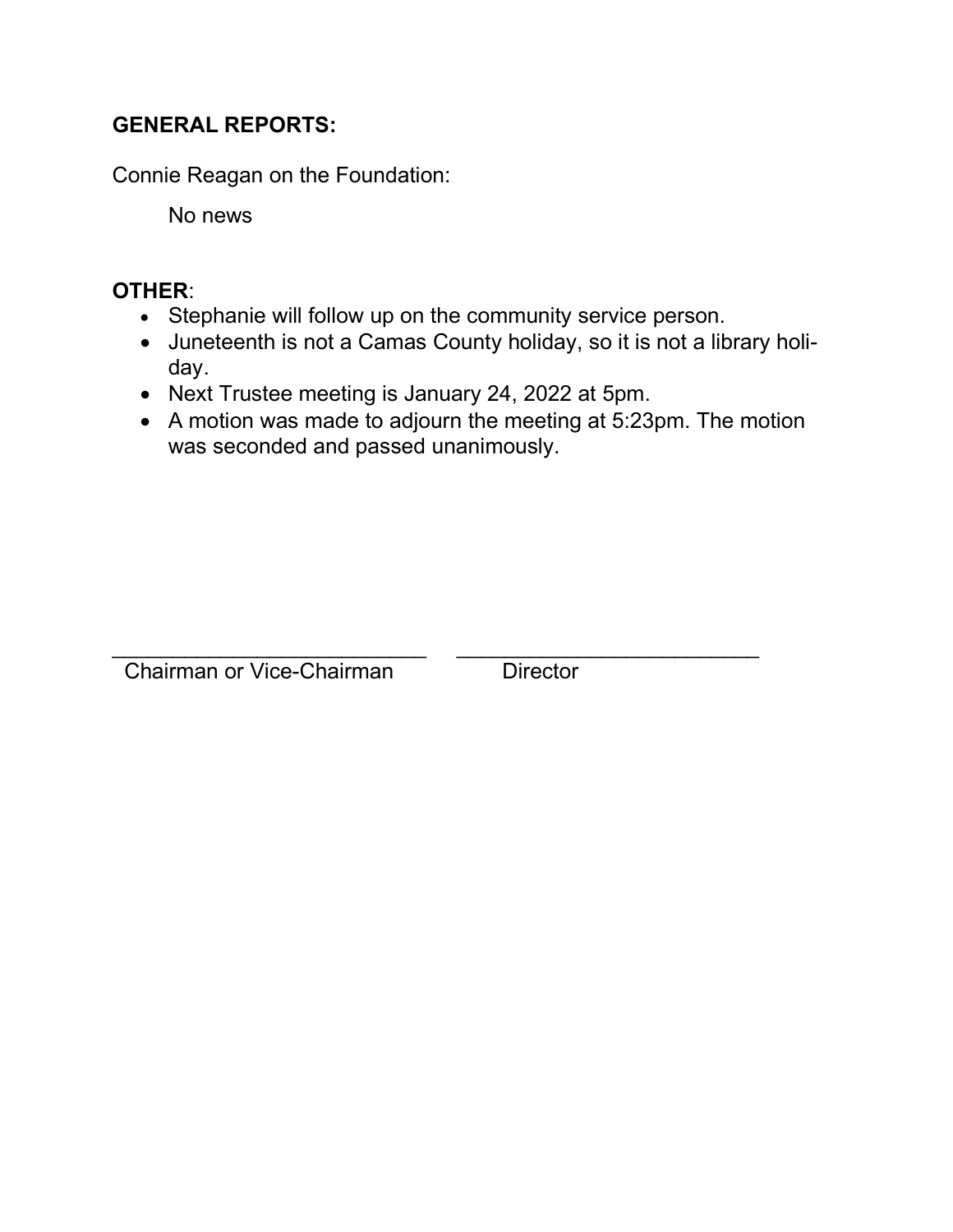**GENERAL REPORTS:**

Connie Reagan on the Foundation:

No news

**OTHER**:

- Stephanie will follow up on the community service person.
- Juneteenth is not a Camas County holiday, so it is not a library holiday.
- Next Trustee meeting is January 24, 2022 at 5pm.
- A motion was made to adjourn the meeting at 5:23pm. The motion was seconded and passed unanimously.

\_\_\_\_\_\_\_\_\_\_\_\_\_\_\_\_\_\_\_\_\_\_\_\_\_\_\_\_ \_\_\_\_\_\_\_\_\_\_\_\_\_\_\_\_\_\_\_\_\_\_\_\_\_\_\_

Chairman or Vice-Chairman Director